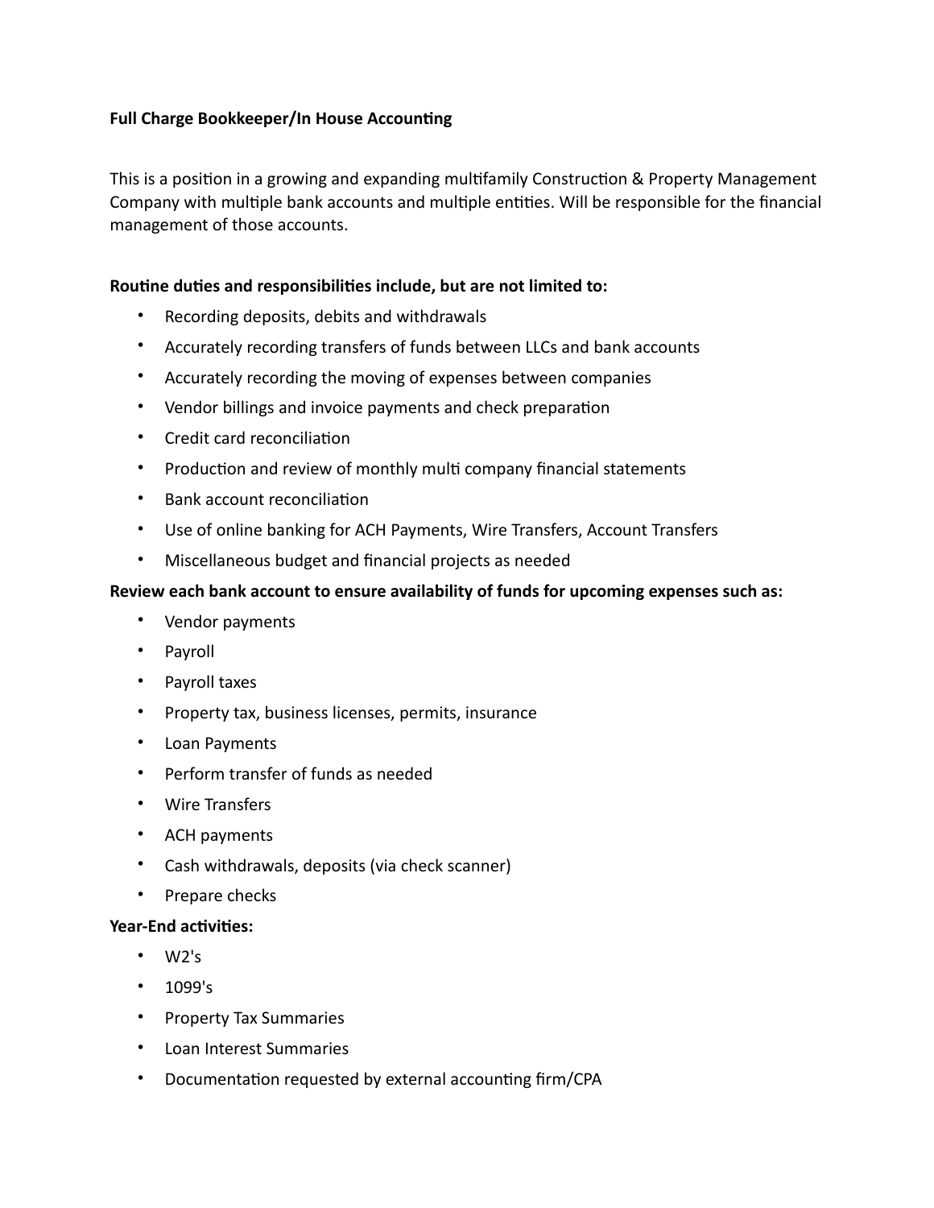**Full Charge Bookkeeper/In House Accounting**

This is a position in a growing and expanding multifamily Construction & Property Management Company with multiple bank accounts and multiple entities. Will be responsible for the financial management of those accounts.

**Routine duties and responsibilities include, but are not limited to:**

- Recording deposits, debits and withdrawals
- Accurately recording transfers of funds between LLCs and bank accounts
- Accurately recording the moving of expenses between companies
- Vendor billings and invoice payments and check preparation
- Credit card reconciliation
- Production and review of monthly multi company financial statements
- Bank account reconciliation
- Use of online banking for ACH Payments, Wire Transfers, Account Transfers
- Miscellaneous budget and financial projects as needed

**Review each bank account to ensure availability of funds for upcoming expenses such as:**

- Vendor payments
- Payroll
- Payroll taxes
- Property tax, business licenses, permits, insurance
- Loan Payments
- Perform transfer of funds as needed
- Wire Transfers
- ACH payments
- Cash withdrawals, deposits (via check scanner)
- Prepare checks

**Year-End activities:**

- W2's
- 1099's
- Property Tax Summaries
- Loan Interest Summaries
- Documentation requested by external accounting firm/CPA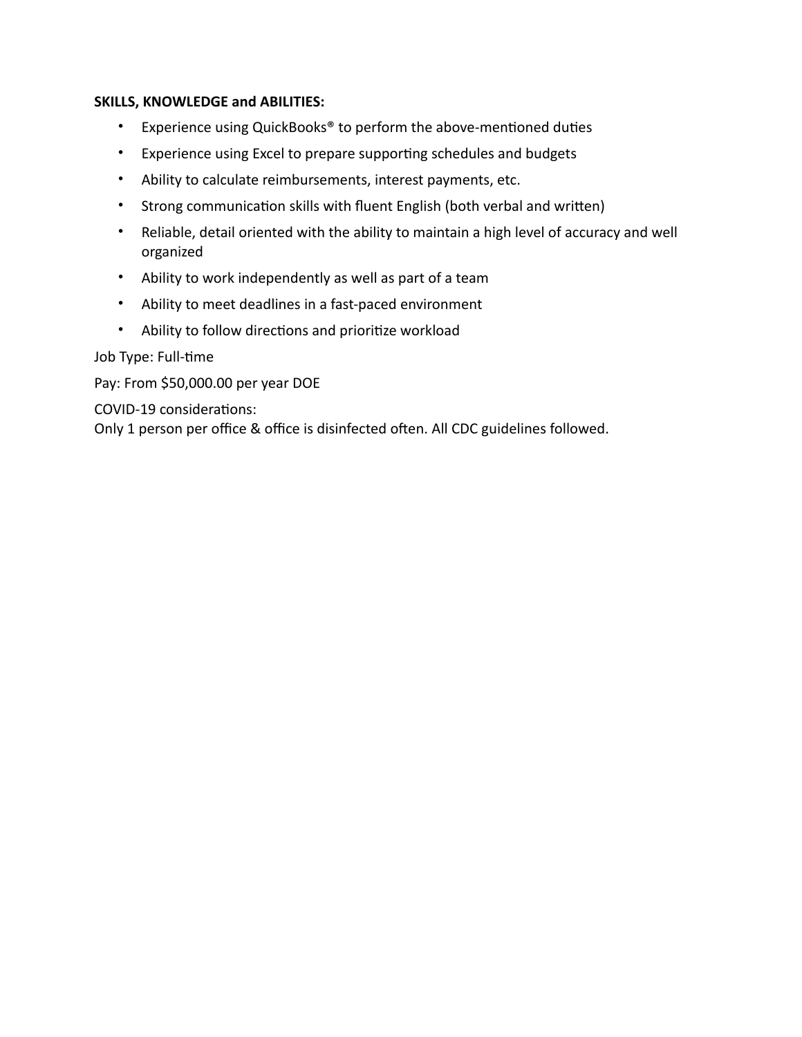**SKILLS, KNOWLEDGE and ABILITIES:**

- Experience using QuickBooks® to perform the above-mentioned duties
- Experience using Excel to prepare supporting schedules and budgets
- Ability to calculate reimbursements, interest payments, etc.
- Strong communication skills with fluent English (both verbal and written)
- Reliable, detail oriented with the ability to maintain a high level of accuracy and well organized
- Ability to work independently as well as part of a team
- Ability to meet deadlines in a fast-paced environment
- Ability to follow directions and prioritize workload

Job Type: Full-time

Pay: From $50,000.00 per year DOE

COVID-19 considerations:
Only 1 person per office & office is disinfected often. All CDC guidelines followed.